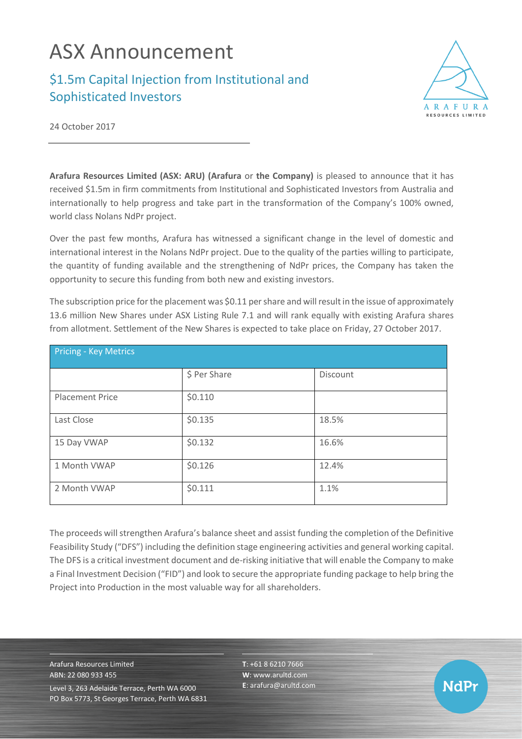# ASX Announcement

## $1.5m Capital Injection from Institutional and Sophisticated Investors

24 October 2017

**Arafura Resources Limited (ASX: ARU) (Arafura** or **the Company)** is pleased to announce that it has received $1.5m in firm commitments from Institutional and Sophisticated Investors from Australia and internationally to help progress and take part in the transformation of the Company's 100% owned, world class Nolans NdPr project.

Over the past few months, Arafura has witnessed a significant change in the level of domestic and international interest in the Nolans NdPr project. Due to the quality of the parties willing to participate, the quantity of funding available and the strengthening of NdPr prices, the Company has taken the opportunity to secure this funding from both new and existing investors.

The subscription price for the placement was $0.11 per share and will result in the issue of approximately 13.6 million New Shares under ASX Listing Rule 7.1 and will rank equally with existing Arafura shares from allotment. Settlement of the New Shares is expected to take place on Friday, 27 October 2017.

| Pricing - Key Metrics | | |
|---|---|---|
| | $ Per Share | Discount |
| Placement Price | $0.110 | |
| Last Close | $0.135 | 18.5% |
| 15 Day VWAP | $0.132 | 16.6% |
| 1 Month VWAP | $0.126 | 12.4% |
| 2 Month VWAP | $0.111 | 1.1% |

The proceeds will strengthen Arafura's balance sheet and assist funding the completion of the Definitive Feasibility Study ("DFS") including the definition stage engineering activities and general working capital. The DFS is a critical investment document and de-risking initiative that will enable the Company to make a Final Investment Decision ("FID") and look to secure the appropriate funding package to help bring the Project into Production in the most valuable way for all shareholders.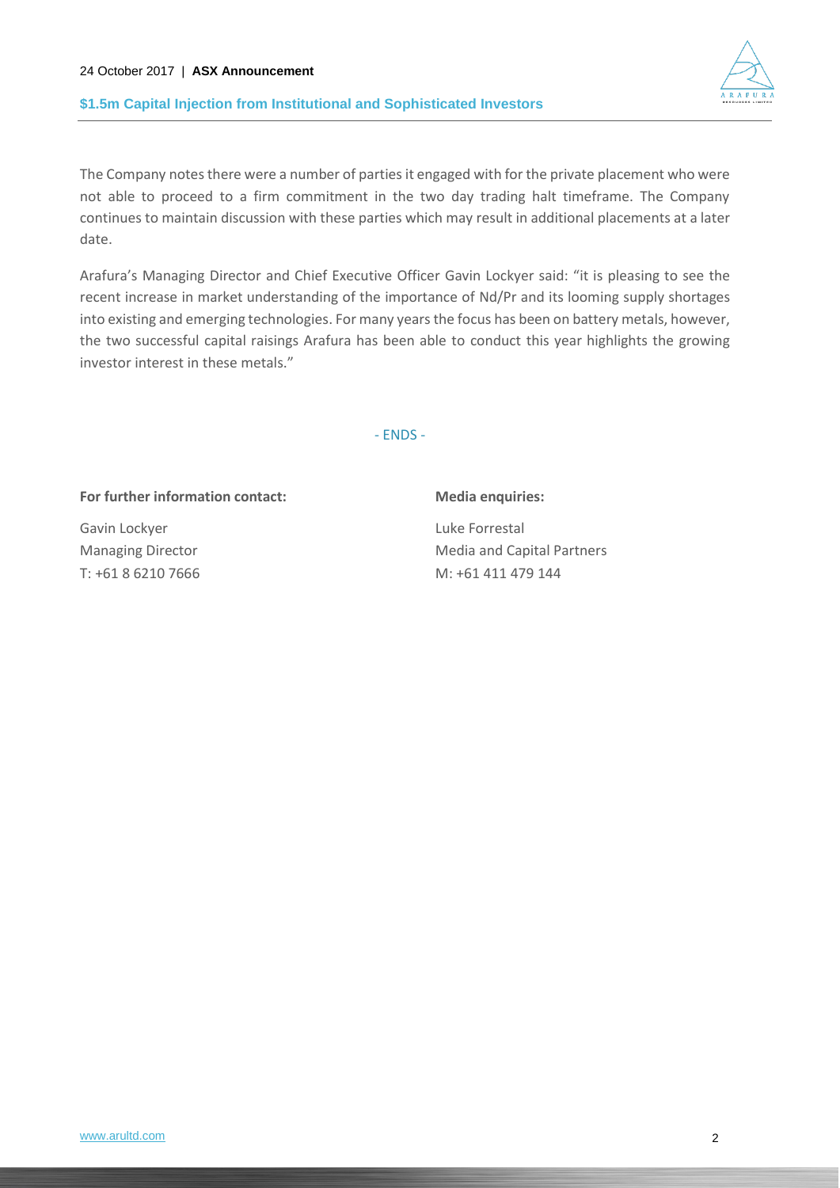The Company notes there were a number of parties it engaged with for the private placement who were not able to proceed to a firm commitment in the two day trading halt timeframe. The Company continues to maintain discussion with these parties which may result in additional placements at a later date.

Arafura's Managing Director and Chief Executive Officer Gavin Lockyer said: "it is pleasing to see the recent increase in market understanding of the importance of Nd/Pr and its looming supply shortages into existing and emerging technologies. For many years the focus has been on battery metals, however, the two successful capital raisings Arafura has been able to conduct this year highlights the growing investor interest in these metals."

- ENDS -

**For further information contact:**

Gavin Lockyer
Managing Director
T: +61 8 6210 7666

**Media enquiries:**

Luke Forrestal
Media and Capital Partners
M: +61 411 479 144